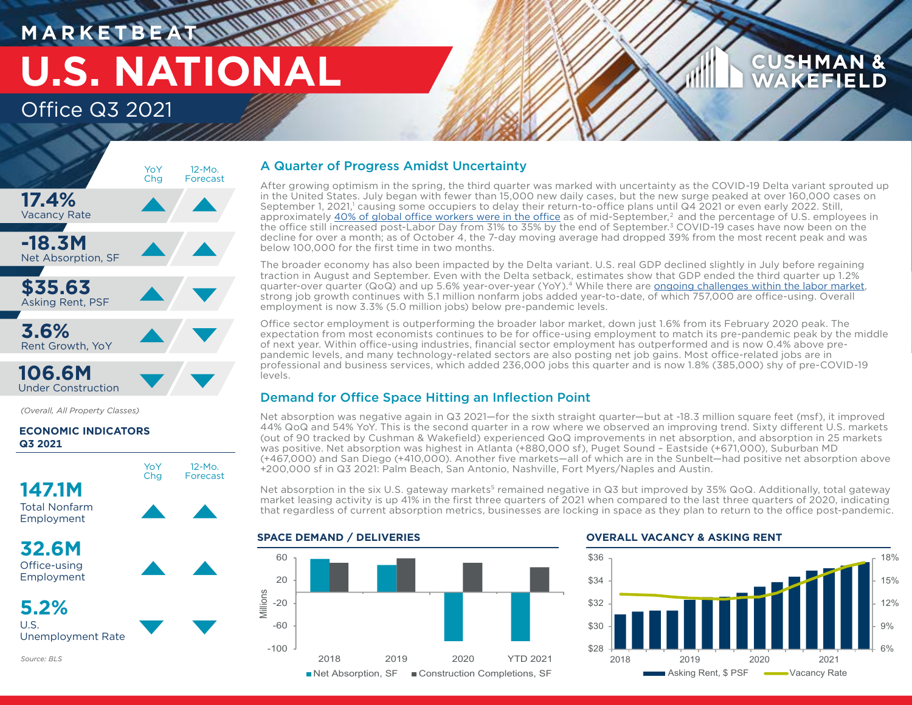# MARKETBEAT

# U.S. NATIONAL

## Office Q3 2021

| | YoY Chg | 12-Mo. Forecast |
|---|---|---|
| **17.4%** Vacancy Rate | ▲ | ▲ |
| **-18.3M** Net Absorption, SF | ▲ | ▲ |
| **$35.63** Asking Rent, PSF | ▲ | ▼ |
| **3.6%** Rent Growth, YoY | ▲ | ▼ |
| **106.6M** Under Construction | ▼ | ▼ |

*(Overall, All Property Classes)*

### ECONOMIC INDICATORS Q3 2021

| | YoY Chg | 12-Mo. Forecast |
|---|---|---|
| **147.1M** Total Nonfarm Employment | ▲ | ▲ |
| **32.6M** Office-using Employment | ▲ | ▲ |
| **5.2%** U.S. Unemployment Rate | ▼ | ▼ |

*Source: BLS*

## A Quarter of Progress Amidst Uncertainty

After growing optimism in the spring, the third quarter was marked with uncertainty as the COVID-19 Delta variant sprouted up in the United States. July began with fewer than 15,000 new daily cases, but the new surge peaked at over 160,000 cases on September 1, 2021,[1] causing some occupiers to delay their return-to-office plans until Q4 2021 or even early 2022. Still, approximately 40% of global office workers were in the office as of mid-September,[2] and the percentage of U.S. employees in the office still increased post-Labor Day from 31% to 35% by the end of September.[3] COVID-19 cases have now been on the decline for over a month; as of October 4, the 7-day moving average had dropped 39% from the most recent peak and was below 100,000 for the first time in two months.

The broader economy has also been impacted by the Delta variant. U.S. real GDP declined slightly in July before regaining traction in August and September. Even with the Delta setback, estimates show that GDP ended the third quarter up 1.2% quarter-over quarter (QoQ) and up 5.6% year-over-year (YoY).[4] While there are ongoing challenges within the labor market, strong job growth continues with 5.1 million nonfarm jobs added year-to-date, of which 757,000 are office-using. Overall employment is now 3.3% (5.0 million jobs) below pre-pandemic levels.

Office sector employment is outperforming the broader labor market, down just 1.6% from its February 2020 peak. The expectation from most economists continues to be for office-using employment to match its pre-pandemic peak by the middle of next year. Within office-using industries, financial sector employment has outperformed and is now 0.4% above pre-pandemic levels, and many technology-related sectors are also posting net job gains. Most office-related jobs are in professional and business services, which added 236,000 jobs this quarter and is now 1.8% (385,000) shy of pre-COVID-19 levels.

## Demand for Office Space Hitting an Inflection Point

Net absorption was negative again in Q3 2021—for the sixth straight quarter—but at -18.3 million square feet (msf), it improved 44% QoQ and 54% YoY. This is the second quarter in a row where we observed an improving trend. Sixty different U.S. markets (out of 90 tracked by Cushman & Wakefield) experienced QoQ improvements in net absorption, and absorption in 25 markets was positive. Net absorption was highest in Atlanta (+880,000 sf), Puget Sound – Eastside (+671,000), Suburban MD (+467,000) and San Diego (+410,000). Another five markets—all of which are in the Sunbelt—had positive net absorption above +200,000 sf in Q3 2021: Palm Beach, San Antonio, Nashville, Fort Myers/Naples and Austin.

Net absorption in the six U.S. gateway markets[5] remained negative in Q3 but improved by 35% QoQ. Additionally, total gateway market leasing activity is up 41% in the first three quarters of 2021 when compared to the last three quarters of 2020, indicating that regardless of current absorption metrics, businesses are locking in space as they plan to return to the office post-pandemic.

### SPACE DEMAND / DELIVERIES

(Chart: Net Absorption, SF and Construction Completions, SF, in millions, 2018–YTD 2021)

### OVERALL VACANCY & ASKING RENT

(Chart: Asking Rent, $ PSF and Vacancy Rate, 2018–2021)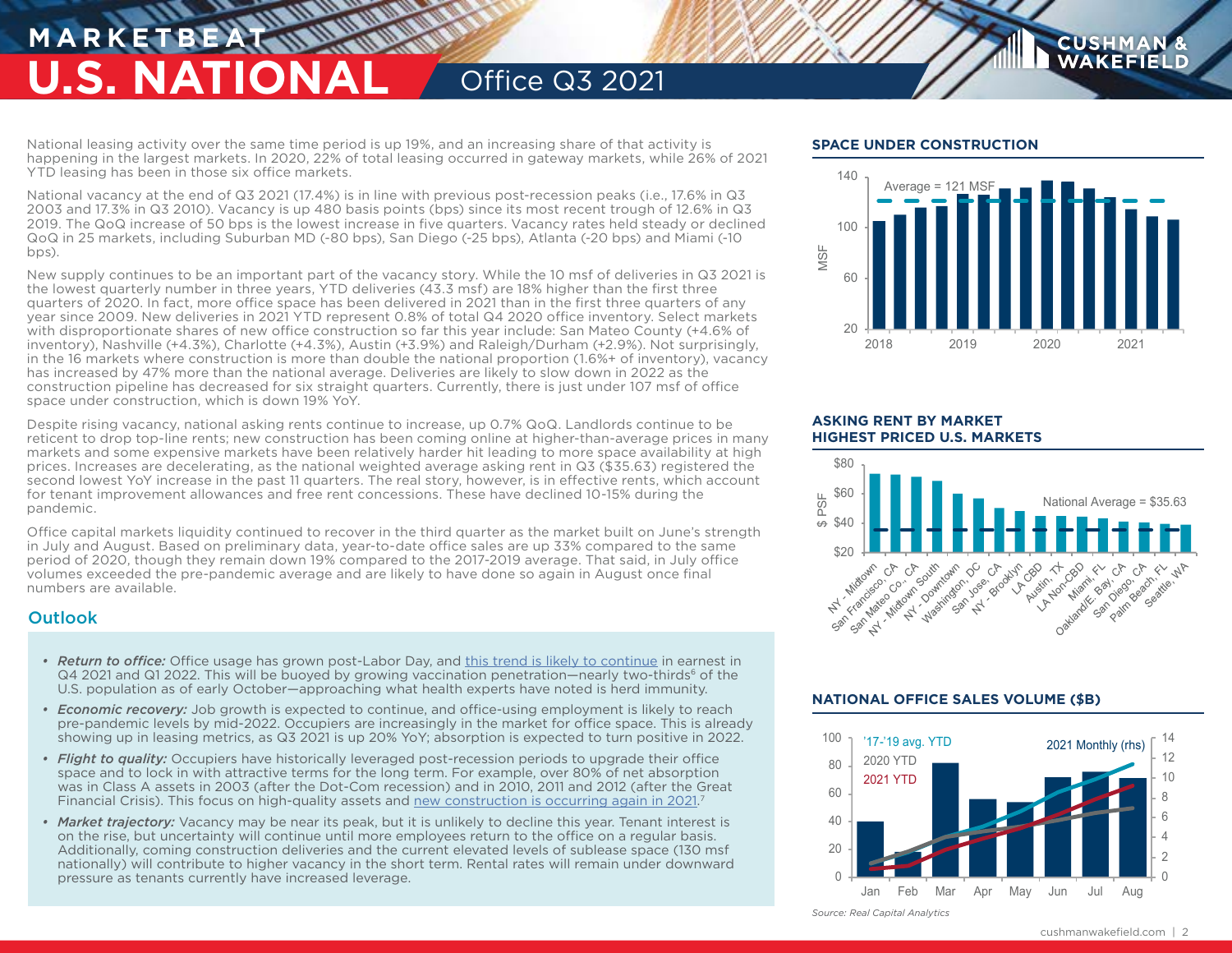# MARKETBEAT U.S. NATIONAL Office Q3 2021

National leasing activity over the same time period is up 19%, and an increasing share of that activity is happening in the largest markets. In 2020, 22% of total leasing occurred in gateway markets, while 26% of 2021 YTD leasing has been in those six office markets.

National vacancy at the end of Q3 2021 (17.4%) is in line with previous post-recession peaks (i.e., 17.6% in Q3 2003 and 17.3% in Q3 2010). Vacancy is up 480 basis points (bps) since its most recent trough of 12.6% in Q3 2019. The QoQ increase of 50 bps is the lowest increase in five quarters. Vacancy rates held steady or declined QoQ in 25 markets, including Suburban MD (-80 bps), San Diego (-25 bps), Atlanta (-20 bps) and Miami (-10 bps).

New supply continues to be an important part of the vacancy story. While the 10 msf of deliveries in Q3 2021 is the lowest quarterly number in three years, YTD deliveries (43.3 msf) are 18% higher than the first three quarters of 2020. In fact, more office space has been delivered in 2021 than in the first three quarters of any year since 2009. New deliveries in 2021 YTD represent 0.8% of total Q4 2020 office inventory. Select markets with disproportionate shares of new office construction so far this year include: San Mateo County (+4.6% of inventory), Nashville (+4.3%), Charlotte (+4.3%), Austin (+3.9%) and Raleigh/Durham (+2.9%). Not surprisingly, in the 16 markets where construction is more than double the national proportion (1.6%+ of inventory), vacancy has increased by 47% more than the national average. Deliveries are likely to slow down in 2022 as the construction pipeline has decreased for six straight quarters. Currently, there is just under 107 msf of office space under construction, which is down 19% YoY.

Despite rising vacancy, national asking rents continue to increase, up 0.7% QoQ. Landlords continue to be reticent to drop top-line rents; new construction has been coming online at higher-than-average prices in many markets and some expensive markets have been relatively harder hit leading to more space availability at high prices. Increases are decelerating, as the national weighted average asking rent in Q3 ($35.63) registered the second lowest YoY increase in the past 11 quarters. The real story, however, is in effective rents, which account for tenant improvement allowances and free rent concessions. These have declined 10-15% during the pandemic.

Office capital markets liquidity continued to recover in the third quarter as the market built on June's strength in July and August. Based on preliminary data, year-to-date office sales are up 33% compared to the same period of 2020, though they remain down 19% compared to the 2017-2019 average. That said, in July office volumes exceeded the pre-pandemic average and are likely to have done so again in August once final numbers are available.

## Outlook

- ***Return to office:*** Office usage has grown post-Labor Day, and this trend is likely to continue in earnest in Q4 2021 and Q1 2022. This will be buoyed by growing vaccination penetration—nearly two-thirds[6] of the U.S. population as of early October—approaching what health experts have noted is herd immunity.
- ***Economic recovery:*** Job growth is expected to continue, and office-using employment is likely to reach pre-pandemic levels by mid-2022. Occupiers are increasingly in the market for office space. This is already showing up in leasing metrics, as Q3 2021 is up 20% YoY; absorption is expected to turn positive in 2022.
- ***Flight to quality:*** Occupiers have historically leveraged post-recession periods to upgrade their office space and to lock in with attractive terms for the long term. For example, over 80% of net absorption was in Class A assets in 2003 (after the Dot-Com recession) and in 2010, 2011 and 2012 (after the Great Financial Crisis). This focus on high-quality assets and new construction is occurring again in 2021.[7]
- ***Market trajectory:*** Vacancy may be near its peak, but it is unlikely to decline this year. Tenant interest is on the rise, but uncertainty will continue until more employees return to the office on a regular basis. Additionally, coming construction deliveries and the current elevated levels of sublease space (130 msf nationally) will contribute to higher vacancy in the short term. Rental rates will remain under downward pressure as tenants currently have increased leverage.

### SPACE UNDER CONSTRUCTION

(Chart: MSF, 2018–2021; Average = 121 MSF)

### ASKING RENT BY MARKET HIGHEST PRICED U.S. MARKETS

(Chart: $ PSF; National Average = $35.63; markets: NY - Midtown, San Francisco, CA, San Mateo Co., CA, NY - Midtown South, NY - Downtown, Washington, DC, San Jose, CA, NY - Brooklyn, LA CBD, Austin, TX, LA Non-CBD, Miami, FL, Oakland/E. Bay, CA, San Diego, CA, Palm Beach, FL, Seattle, WA)

### NATIONAL OFFICE SALES VOLUME ($B)

(Chart: '17-'19 avg. YTD, 2020 YTD, 2021 YTD, 2021 Monthly (rhs); Jan–Aug)

Source: Real Capital Analytics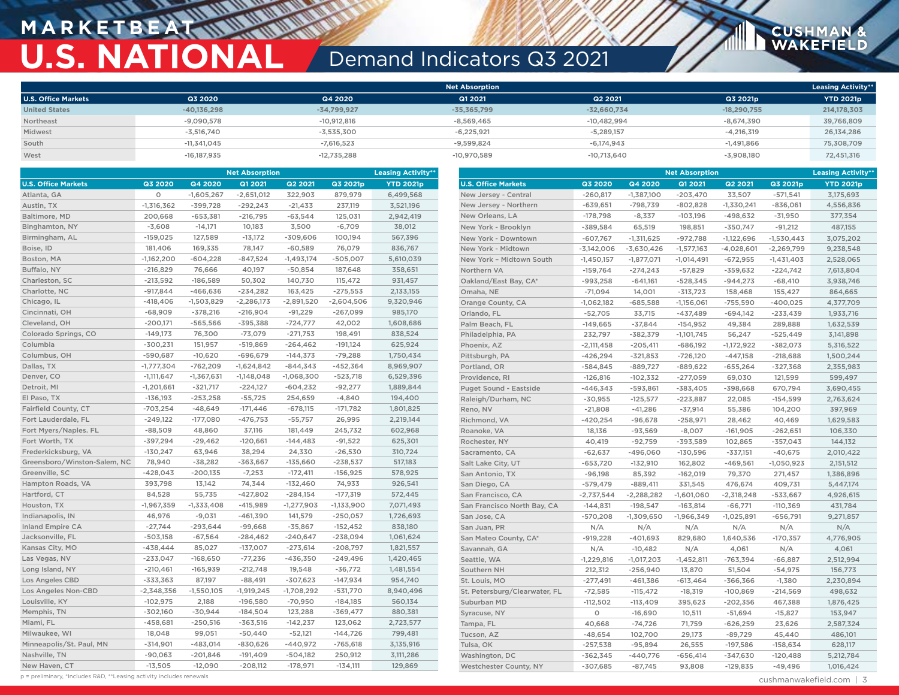# MARKETBEAT
# U.S. NATIONAL
## Demand Indicators Q3 2021

| U.S. Office Markets | Net Absorption | | | | | Leasing Activity** |
|---|---|---|---|---|---|---|
| | Q3 2020 | Q4 2020 | Q1 2021 | Q2 2021 | Q3 2021p | YTD 2021p |
| United States | -40,136,298 | -34,799,927 | -35,365,799 | -32,660,734 | -18,290,755 | 214,178,303 |
| Northeast | -9,090,578 | -10,912,816 | -8,569,465 | -10,482,994 | -8,674,390 | 39,766,809 |
| Midwest | -3,516,740 | -3,535,300 | -6,225,921 | -5,289,157 | -4,216,319 | 26,134,286 |
| South | -11,341,045 | -7,616,523 | -9,599,824 | -6,174,943 | -1,491,866 | 75,308,709 |
| West | -16,187,935 | -12,735,288 | -10,970,589 | -10,713,640 | -3,908,180 | 72,451,316 |

| U.S. Office Markets | Net Absorption | | | | | Leasing Activity** |
|---|---|---|---|---|---|---|
| | Q3 2020 | Q4 2020 | Q1 2021 | Q2 2021 | Q3 2021p | YTD 2021p |
| Atlanta, GA | 0 | -1,605,267 | -2,651,012 | 322,903 | 879,979 | 6,499,568 |
| Austin, TX | -1,316,362 | -399,728 | -292,243 | -21,433 | 237,119 | 3,521,196 |
| Baltimore, MD | 200,668 | -653,381 | -216,795 | -63,544 | 125,031 | 2,942,419 |
| Binghamton, NY | -3,608 | -14,171 | 10,183 | 3,500 | -6,709 | 38,012 |
| Birmingham, AL | -159,025 | 127,589 | -13,172 | -309,606 | 100,194 | 567,396 |
| Boise, ID | 181,406 | 169,335 | 78,147 | -60,589 | 76,079 | 836,767 |
| Boston, MA | -1,162,200 | -604,228 | -847,524 | -1,493,174 | -505,007 | 5,610,039 |
| Buffalo, NY | -216,829 | 76,666 | 40,197 | -50,854 | 187,648 | 358,651 |
| Charleston, SC | -213,592 | -186,589 | 50,302 | 140,730 | 115,472 | 931,457 |
| Charlotte, NC | -917,844 | -466,636 | -234,282 | 163,425 | -275,553 | 2,133,155 |
| Chicago, IL | -418,406 | -1,503,829 | -2,286,173 | -2,891,520 | -2,604,506 | 9,320,946 |
| Cincinnati, OH | -68,909 | -378,216 | -216,904 | -91,229 | -267,099 | 985,170 |
| Cleveland, OH | -200,171 | -565,566 | -395,388 | -724,777 | 42,002 | 1,608,686 |
| Colorado Springs, CO | -149,173 | 76,300 | -73,079 | -271,753 | 198,491 | 838,524 |
| Columbia | -300,231 | 151,957 | -519,869 | -264,462 | -191,124 | 625,924 |
| Columbus, OH | -590,687 | -10,620 | -696,679 | -144,373 | -79,288 | 1,750,434 |
| Dallas, TX | -1,777,304 | -762,209 | -1,624,842 | -844,343 | -452,364 | 8,969,907 |
| Denver, CO | -1,111,647 | -1,367,631 | -1,148,048 | -1,068,300 | -523,718 | 6,529,396 |
| Detroit, MI | -1,201,661 | -321,717 | -604,232 | -92,277 | | 1,889,844 |
| El Paso, TX | -136,193 | -253,258 | -55,725 | 254,659 | -4,840 | 194,400 |
| Fairfield County, CT | -703,254 | -48,649 | -171,446 | -678,115 | -171,782 | 1,801,825 |
| Fort Lauderdale, FL | -249,122 | -177,080 | -476,753 | -55,757 | 26,995 | 2,219,144 |
| Fort Myers/Naples. FL | -88,509 | 48,860 | 37,116 | 181,449 | 245,732 | 602,968 |
| Fort Worth, TX | -397,294 | -29,462 | -120,661 | -144,483 | -91,522 | 625,301 |
| Frederkicksburg, VA | -130,247 | 63,946 | 38,294 | 24,330 | -26,530 | 310,724 |
| Greensboro/Winston-Salem, NC | 78,940 | -38,282 | -363,667 | -135,660 | -238,537 | 517,183 |
| Greenville, SC | -428,043 | -200,135 | -7,253 | -172,411 | -156,925 | 578,925 |
| Hampton Roads, VA | 393,798 | 13,142 | 74,344 | -132,460 | 74,933 | 926,541 |
| Hartford, CT | 84,528 | 55,735 | -427,802 | -284,154 | -177,319 | 572,445 |
| Houston, TX | -1,967,359 | -1,333,408 | -415,989 | -1,277,903 | -1,133,900 | 7,071,493 |
| Indianapolis, IN | 46,976 | -9,031 | -461,390 | 141,579 | -250,057 | 1,726,693 |
| Inland Empire CA | -27,744 | -293,644 | -99,668 | -35,867 | -152,452 | 838,180 |
| Jacksonville, FL | -503,158 | -67,564 | -284,462 | -240,647 | -238,094 | 1,061,624 |
| Kansas City, MO | -438,444 | 85,027 | -137,007 | -273,614 | -208,797 | 1,821,557 |
| Las Vegas, NV | -233,047 | -168,650 | -77,236 | -436,350 | -249,496 | 1,420,465 |
| Long Island, NY | -210,461 | -165,939 | -212,748 | 19,548 | -36,772 | 1,481,554 |
| Los Angeles CBD | -333,363 | 87,197 | -88,491 | -307,623 | -147,934 | 954,740 |
| Los Angeles Non-CBD | -2,348,356 | -1,550,105 | -1,919,245 | -1,708,292 | -531,770 | 8,940,496 |
| Louisville, KY | -102,975 | 2,188 | -196,580 | -70,950 | -184,185 | 560,134 |
| Memphis, TN | -302,160 | -30,944 | -184,504 | 123,288 | -369,477 | 880,381 |
| Miami, FL | -458,681 | -250,516 | -363,516 | -142,237 | 123,062 | 2,723,577 |
| Milwaukee, WI | 18,048 | 99,051 | -50,440 | -52,121 | -144,726 | 799,481 |
| Minneapolis/St. Paul, MN | -314,901 | -483,014 | -830,626 | -440,972 | -765,618 | 3,135,916 |
| Nashville, TN | -90,063 | -201,846 | -191,409 | -504,182 | 250,912 | 3,111,286 |
| New Haven, CT | -13,505 | -12,090 | -208,112 | -178,971 | -134,111 | 129,869 |
| New Jersey - Central | -260,817 | -1,387,100 | -203,470 | 33,507 | -571,541 | 3,175,693 |
| New Jersey - Northern | -639,651 | -798,739 | -802,828 | -1,330,241 | -836,061 | 4,556,836 |
| New Orleans, LA | -178,798 | -8,337 | -103,196 | -498,632 | -31,950 | 377,354 |
| New York - Brooklyn | -389,584 | 65,519 | 198,851 | -350,747 | -91,212 | 487,155 |
| New York - Downtown | -607,767 | -1,311,625 | -972,788 | -1,122,696 | -1,530,443 | 3,075,202 |
| New York - Midtown | -3,142,006 | -3,630,426 | -1,577,163 | -4,028,601 | -2,269,799 | 9,238,548 |
| New York – Midtown South | -1,450,157 | -1,877,071 | -1,014,491 | -672,955 | -1,431,403 | 2,528,065 |
| Northern VA | -159,764 | -274,243 | -57,829 | -359,632 | -224,742 | 7,613,804 |
| Oakland/East Bay, CA* | -993,258 | -641,161 | -528,345 | -944,273 | -68,410 | 3,938,746 |
| Omaha, NE | -71,094 | 14,001 | -313,723 | 158,468 | 155,427 | 864,665 |
| Orange County, CA | -1,062,182 | -685,588 | -1,156,061 | -755,590 | -400,025 | 4,377,709 |
| Orlando, FL | -52,705 | 33,715 | -437,489 | -694,142 | -233,439 | 1,933,716 |
| Palm Beach, FL | -149,665 | -37,844 | -154,952 | 49,384 | 289,888 | 1,632,539 |
| Philadelphia, PA | 232,797 | -382,379 | -1,101,745 | 56,247 | -525,449 | 3,141,898 |
| Phoenix, AZ | -2,111,458 | -205,411 | -686,192 | -1,172,922 | -382,073 | 5,316,522 |
| Pittsburgh, PA | -426,294 | -321,853 | -726,120 | -447,158 | -218,688 | 1,500,244 |
| Portland, OR | -584,845 | -889,727 | -889,622 | -655,264 | -327,368 | 2,355,983 |
| Providence, RI | -126,816 | -102,332 | -277,059 | 69,030 | 121,599 | 599,497 |
| Puget Sound - Eastside | -446,343 | -593,861 | -383,405 | -398,668 | 670,794 | 3,690,455 |
| Raleigh/Durham, NC | -30,955 | -125,577 | -223,887 | 22,085 | -154,599 | 2,763,624 |
| Reno, NV | -21,808 | -41,286 | -37,914 | 55,386 | 104,200 | 397,969 |
| Richmond, VA | -420,254 | -96,678 | -258,971 | 28,462 | 40,469 | 1,629,583 |
| Roanoke, VA | 18,136 | -93,569 | -8,007 | -161,905 | -262,651 | 106,330 |
| Rochester, NY | 40,419 | -92,759 | -393,589 | 102,865 | -357,043 | 144,132 |
| Sacramento, CA | -62,637 | -496,060 | -130,596 | -337,151 | -40,675 | 2,010,422 |
| Salt Lake City, UT | -653,720 | -132,910 | 162,802 | -469,561 | -1,050,923 | 2,151,512 |
| San Antonio, TX | -96,198 | 85,392 | -162,019 | 79,370 | 271,457 | 1,386,896 |
| San Diego, CA | -579,479 | -889,411 | 331,545 | 476,674 | 409,731 | 5,447,174 |
| San Francisco, CA | -2,737,544 | -2,288,282 | -1,601,060 | -2,318,248 | -533,667 | 4,926,615 |
| San Francisco North Bay, CA | -144,831 | -198,547 | -163,814 | -66,771 | -110,369 | 431,784 |
| San Jose, CA | -570,208 | -1,309,650 | -1,966,349 | -1,025,891 | -656,791 | 9,271,857 |
| San Juan, PR | N/A | N/A | N/A | N/A | N/A | N/A |
| San Mateo County, CA* | -919,228 | -401,693 | 829,680 | 1,640,536 | -170,357 | 4,776,905 |
| Savannah, GA | N/A | -10,482 | N/A | 4,061 | N/A | 4,061 |
| Seattle, WA | -1,229,816 | -1,017,203 | -1,452,811 | -763,394 | -66,887 | 2,512,994 |
| Southern NH | 212,312 | -256,940 | 13,870 | 51,504 | -54,975 | 156,773 |
| St. Louis, MO | -277,491 | -461,386 | -613,464 | -366,366 | -1,380 | 2,230,894 |
| St. Petersburg/Clearwater, FL | -72,585 | -115,472 | -18,319 | -100,869 | -214,569 | 498,632 |
| Suburban MD | -112,502 | -113,409 | 395,623 | -202,356 | 467,388 | 1,876,425 |
| Syracuse, NY | 0 | -16,690 | 10,511 | -51,694 | -15,827 | 153,947 |
| Tampa, FL | 40,668 | -74,726 | 71,759 | -626,259 | 23,626 | 2,587,324 |
| Tucson, AZ | -48,654 | 102,700 | 29,173 | -89,729 | 45,440 | 486,101 |
| Tulsa, OK | -257,538 | -95,894 | 26,555 | -197,586 | -158,634 | 628,117 |
| Washington, DC | -362,345 | -440,776 | -656,414 | -347,630 | -120,488 | 5,212,784 |
| Westchester County, NY | -307,685 | -87,745 | 93,808 | -129,835 | -49,496 | 1,016,424 |

p = preliminary, *Includes R&D, **Leasing activity includes renewals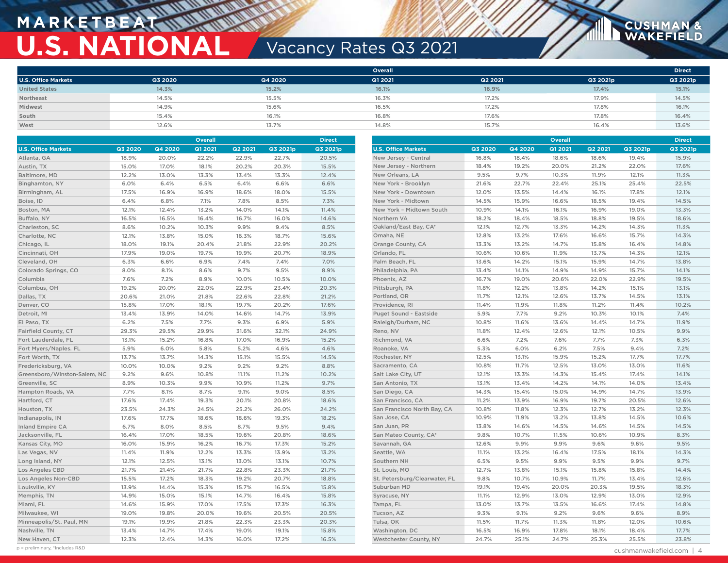# MARKETBEAT

# U.S. NATIONAL

## Vacancy Rates Q3 2021

| | Overall | | | | | Direct |
|---|---|---|---|---|---|---|
| U.S. Office Markets | Q3 2020 | Q4 2020 | Q1 2021 | Q2 2021 | Q3 2021p | Q3 2021p |
| United States | 14.3% | 15.2% | 16.1% | 16.9% | 17.4% | 15.1% |
| Northeast | 14.5% | 15.5% | 16.3% | 17.2% | 17.9% | 14.5% |
| Midwest | 14.9% | 15.6% | 16.5% | 17.2% | 17.8% | 16.1% |
| South | 15.4% | 16.1% | 16.8% | 17.6% | 17.8% | 16.4% |
| West | 12.6% | 13.7% | 14.8% | 15.7% | 16.4% | 13.6% |

| | Overall | | | | | Direct |
|---|---|---|---|---|---|---|
| U.S. Office Markets | Q3 2020 | Q4 2020 | Q1 2021 | Q2 2021 | Q3 2021p | Q3 2021p |
| Atlanta, GA | 18.9% | 20.0% | 22.2% | 22.9% | 22.7% | 20.5% |
| Austin, TX | 15.0% | 17.0% | 18.1% | 20.2% | 20.3% | 15.5% |
| Baltimore, MD | 12.2% | 13.0% | 13.3% | 13.4% | 13.3% | 12.4% |
| Binghamton, NY | 6.0% | 6.4% | 6.5% | 6.4% | 6.6% | 6.6% |
| Birmingham, AL | 17.5% | 16.9% | 16.9% | 18.6% | 18.0% | 15.5% |
| Boise, ID | 6.4% | 6.8% | 7.1% | 7.8% | 8.5% | 7.3% |
| Boston, MA | 12.1% | 12.4% | 13.2% | 14.0% | 14.1% | 11.4% |
| Buffalo, NY | 16.5% | 16.5% | 16.4% | 16.7% | 16.0% | 14.6% |
| Charleston, SC | 8.6% | 10.2% | 10.3% | 9.9% | 9.4% | 8.5% |
| Charlotte, NC | 12.1% | 13.8% | 15.0% | 16.3% | 18.7% | 15.6% |
| Chicago, IL | 18.0% | 19.1% | 20.4% | 21.8% | 22.9% | 20.2% |
| Cincinnati, OH | 17.9% | 19.0% | 19.7% | 19.9% | 20.7% | 18.9% |
| Cleveland, OH | 6.3% | 6.6% | 6.9% | 7.4% | 7.4% | 7.0% |
| Colorado Springs, CO | 8.0% | 8.1% | 8.6% | 9.7% | 9.5% | 8.9% |
| Columbia | 7.6% | 7.2% | 8.9% | 10.0% | 10.5% | 10.0% |
| Columbus, OH | 19.2% | 20.0% | 22.0% | 22.9% | 23.4% | 20.3% |
| Dallas, TX | 20.6% | 21.0% | 21.8% | 22.6% | 22.8% | 21.2% |
| Denver, CO | 15.8% | 17.0% | 18.1% | 19.7% | 20.2% | 17.6% |
| Detroit, MI | 13.4% | 13.9% | 14.0% | 14.6% | 14.7% | 13.9% |
| El Paso, TX | 6.2% | 7.5% | 7.7% | 9.3% | 6.9% | 5.9% |
| Fairfield County, CT | 29.3% | 29.5% | 29.9% | 31.6% | 32.1% | 24.9% |
| Fort Lauderdale, FL | 13.1% | 15.2% | 16.8% | 17.0% | 16.9% | 15.2% |
| Fort Myers/Naples. FL | 5.9% | 6.0% | 5.8% | 5.2% | 4.6% | 4.6% |
| Fort Worth, TX | 13.7% | 13.7% | 14.3% | 15.1% | 15.5% | 14.5% |
| Fredericksburg, VA | 10.0% | 10.0% | 9.2% | 9.2% | 9.2% | 8.8% |
| Greensboro/Winston-Salem, NC | 9.2% | 9.6% | 10.8% | 11.1% | 11.2% | 10.2% |
| Greenville, SC | 8.9% | 10.3% | 9.9% | 10.9% | 11.2% | 9.7% |
| Hampton Roads, VA | 7.7% | 8.1% | 8.7% | 9.1% | 9.0% | 8.5% |
| Hartford, CT | 17.6% | 17.4% | 19.3% | 20.1% | 20.8% | 18.6% |
| Houston, TX | 23.5% | 24.3% | 24.5% | 25.2% | 26.0% | 24.2% |
| Indianapolis, IN | 17.6% | 17.7% | 18.6% | 18.6% | 19.3% | 18.2% |
| Inland Empire CA | 6.7% | 8.0% | 8.5% | 8.7% | 9.5% | 9.4% |
| Jacksonville, FL | 16.4% | 17.0% | 18.5% | 19.6% | 20.8% | 18.6% |
| Kansas City, MO | 16.0% | 15.9% | 16.2% | 16.7% | 17.3% | 15.2% |
| Las Vegas, NV | 11.4% | 11.9% | 12.2% | 13.3% | 13.9% | 13.2% |
| Long Island, NY | 12.1% | 12.5% | 13.1% | 13.0% | 13.1% | 10.7% |
| Los Angeles CBD | 21.7% | 21.4% | 21.7% | 22.8% | 23.3% | 21.7% |
| Los Angeles Non-CBD | 15.5% | 17.2% | 18.3% | 19.2% | 20.7% | 18.8% |
| Louisville, KY | 13.9% | 14.4% | 15.3% | 15.7% | 16.5% | 15.8% |
| Memphis, TN | 14.9% | 15.0% | 15.1% | 14.7% | 16.4% | 15.8% |
| Miami, FL | 14.6% | 15.9% | 17.0% | 17.5% | 17.3% | 16.3% |
| Milwaukee, WI | 19.0% | 19.8% | 20.0% | 19.6% | 20.5% | 20.5% |
| Minneapolis/St. Paul, MN | 19.1% | 19.9% | 21.8% | 22.3% | 23.3% | 20.3% |
| Nashville, TN | 13.4% | 14.7% | 17.4% | 19.0% | 19.1% | 15.8% |
| New Haven, CT | 12.3% | 12.4% | 14.3% | 16.0% | 17.2% | 16.5% |
| New Jersey - Central | 16.8% | 18.4% | 18.6% | 18.6% | 19.4% | 15.9% |
| New Jersey - Northern | 18.4% | 19.2% | 20.0% | 21.2% | 22.0% | 17.6% |
| New Orleans, LA | 9.5% | 9.7% | 10.3% | 11.9% | 12.1% | 11.3% |
| New York - Brooklyn | 21.6% | 22.7% | 22.4% | 25.1% | 25.4% | 22.5% |
| New York - Downtown | 12.0% | 13.5% | 14.4% | 16.1% | 17.8% | 12.1% |
| New York - Midtown | 14.5% | 15.9% | 16.6% | 18.5% | 19.4% | 14.5% |
| New York – Midtown South | 10.9% | 14.1% | 16.1% | 16.9% | 19.0% | 13.3% |
| Northern VA | 18.2% | 18.4% | 18.5% | 18.8% | 19.5% | 18.6% |
| Oakland/East Bay, CA* | 12.1% | 12.7% | 13.3% | 14.2% | 14.3% | 11.3% |
| Omaha, NE | 12.8% | 13.2% | 17.6% | 16.6% | 15.7% | 14.3% |
| Orange County, CA | 13.3% | 13.2% | 14.7% | 15.8% | 16.4% | 14.8% |
| Orlando, FL | 10.6% | 10.6% | 11.9% | 13.7% | 14.3% | 12.1% |
| Palm Beach, FL | 13.6% | 14.2% | 15.1% | 15.9% | 14.7% | 13.8% |
| Philadelphia, PA | 13.4% | 14.1% | 14.9% | 14.9% | 15.7% | 14.1% |
| Phoenix, AZ | 16.7% | 19.0% | 20.6% | 22.0% | 22.9% | 19.5% |
| Pittsburgh, PA | 11.8% | 12.2% | 13.8% | 14.2% | 15.1% | 13.1% |
| Portland, OR | 11.7% | 12.1% | 12.6% | 13.7% | 14.5% | 13.1% |
| Providence, RI | 11.4% | 11.9% | 11.8% | 11.2% | 11.4% | 10.2% |
| Puget Sound - Eastside | 5.9% | 7.7% | 9.2% | 10.3% | 10.1% | 7.4% |
| Raleigh/Durham, NC | 10.8% | 11.6% | 13.6% | 14.4% | 14.7% | 11.9% |
| Reno, NV | 11.8% | 12.4% | 12.6% | 12.1% | 10.5% | 9.9% |
| Richmond, VA | 6.6% | 7.2% | 7.6% | 7.7% | 7.3% | 6.3% |
| Roanoke, VA | 5.3% | 6.0% | 6.2% | 7.5% | 9.4% | 7.2% |
| Rochester, NY | 12.5% | 13.1% | 15.9% | 15.2% | 17.7% | 17.7% |
| Sacramento, CA | 10.8% | 11.7% | 12.5% | 13.0% | 13.0% | 11.6% |
| Salt Lake City, UT | 12.1% | 13.3% | 14.3% | 15.4% | 17.4% | 14.1% |
| San Antonio, TX | 13.1% | 13.4% | 14.2% | 14.1% | 14.0% | 13.4% |
| San Diego, CA | 14.3% | 15.4% | 15.0% | 14.9% | 14.7% | 13.9% |
| San Francisco, CA | 11.2% | 13.9% | 16.9% | 19.7% | 20.5% | 12.6% |
| San Francisco North Bay, CA | 10.8% | 11.8% | 12.3% | 12.7% | 13.2% | 12.3% |
| San Jose, CA | 10.9% | 11.9% | 13.2% | 13.8% | 14.5% | 10.6% |
| San Juan, PR | 13.8% | 14.6% | 14.5% | 14.6% | 14.5% | 14.5% |
| San Mateo County, CA* | 9.8% | 10.7% | 11.5% | 10.6% | 10.9% | 8.3% |
| Savannah, GA | 12.6% | 9.9% | 9.9% | 9.6% | 9.6% | 9.5% |
| Seattle, WA | 11.1% | 13.2% | 16.4% | 17.5% | 18.1% | 14.3% |
| Southern NH | 6.5% | 9.5% | 9.9% | 9.5% | 9.9% | 9.7% |
| St. Louis, MO | 12.7% | 13.8% | 15.1% | 15.8% | 15.8% | 14.4% |
| St. Petersburg/Clearwater, FL | 9.8% | 10.7% | 10.9% | 11.7% | 13.4% | 12.6% |
| Suburban MD | 19.1% | 19.4% | 20.0% | 20.3% | 19.5% | 18.3% |
| Syracuse, NY | 11.1% | 12.9% | 13.0% | 12.9% | 13.0% | 12.9% |
| Tampa, FL | 13.0% | 13.7% | 13.5% | 16.6% | 17.4% | 14.8% |
| Tucson, AZ | 9.3% | 9.1% | 9.2% | 9.6% | 9.6% | 8.9% |
| Tulsa, OK | 11.5% | 11.7% | 11.3% | 11.8% | 12.0% | 10.6% |
| Washington, DC | 16.5% | 16.9% | 17.8% | 18.1% | 18.4% | 17.7% |
| Westchester County, NY | 24.7% | 25.1% | 24.7% | 25.3% | 25.5% | 23.8% |

p = preliminary, *Includes R&D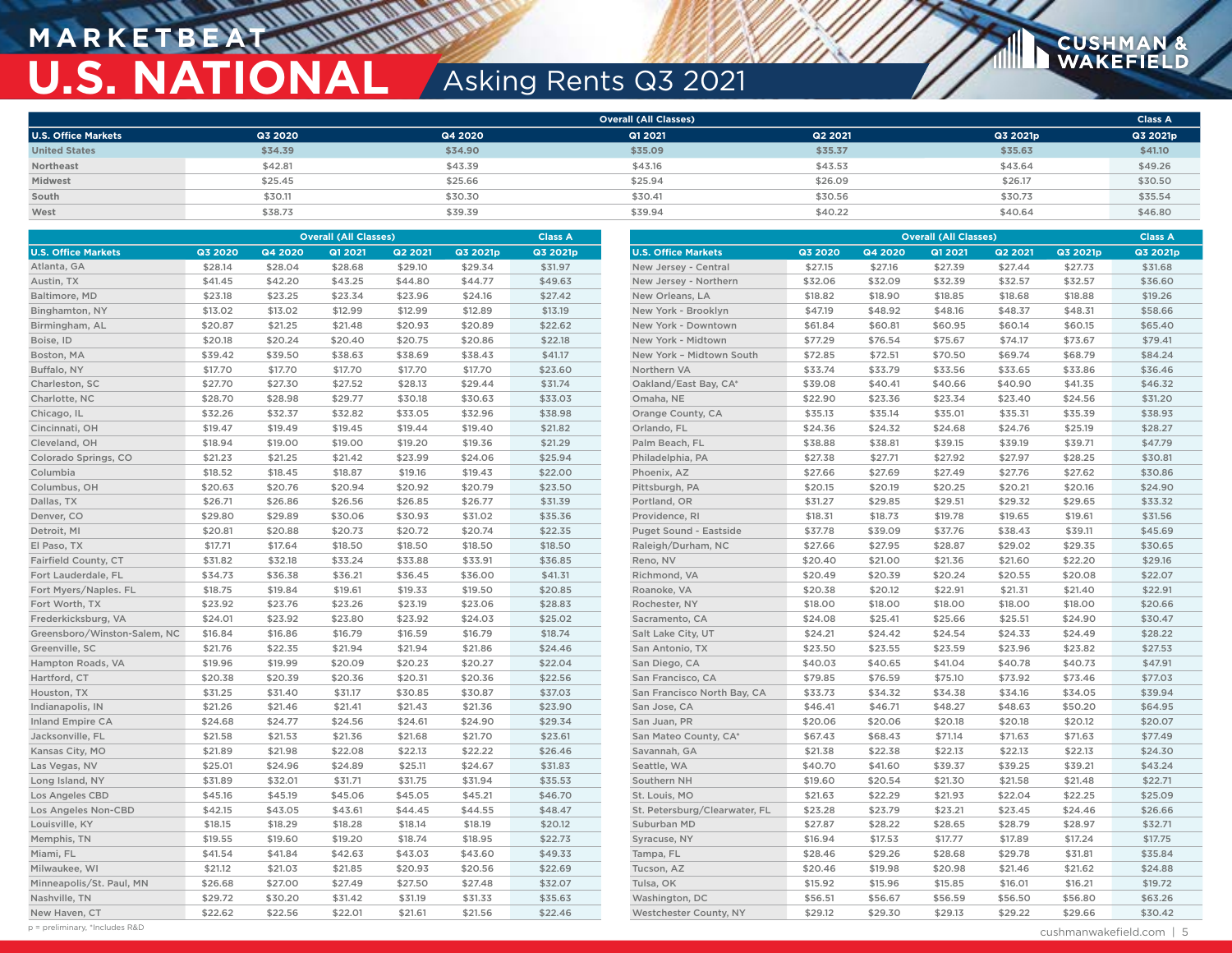# MARKETBEAT

# U.S. NATIONAL

## Asking Rents Q3 2021

| | Overall (All Classes) | | | | | Class A |
|---|---|---|---|---|---|---|
| U.S. Office Markets | Q3 2020 | Q4 2020 | Q1 2021 | Q2 2021 | Q3 2021p | Q3 2021p |
| United States | $34.39 | $34.90 | $35.09 | $35.37 | $35.63 | $41.10 |
| Northeast | $42.81 | $43.39 | $43.16 | $43.53 | $43.64 | $49.26 |
| Midwest | $25.45 | $25.66 | $25.94 | $26.09 | $26.17 | $30.50 |
| South | $30.11 | $30.30 | $30.41 | $30.56 | $30.73 | $35.54 |
| West | $38.73 | $39.39 | $39.94 | $40.22 | $40.64 | $46.80 |

| | Overall (All Classes) | | | | | Class A |
|---|---|---|---|---|---|---|
| U.S. Office Markets | Q3 2020 | Q4 2020 | Q1 2021 | Q2 2021 | Q3 2021p | Q3 2021p |
| Atlanta, GA | $28.14 | $28.04 | $28.68 | $29.10 | $29.34 | $31.97 |
| Austin, TX | $41.45 | $42.20 | $43.25 | $44.80 | $44.77 | $49.63 |
| Baltimore, MD | $23.18 | $23.25 | $23.34 | $23.96 | $24.16 | $27.42 |
| Binghamton, NY | $13.02 | $13.02 | $12.99 | $12.99 | $12.89 | $13.19 |
| Birmingham, AL | $20.87 | $21.25 | $21.48 | $20.93 | $20.89 | $22.62 |
| Boise, ID | $20.18 | $20.24 | $20.40 | $20.75 | $20.86 | $22.18 |
| Boston, MA | $39.42 | $39.50 | $38.63 | $38.69 | $38.43 | $41.17 |
| Buffalo, NY | $17.70 | $17.70 | $17.70 | $17.70 | $17.70 | $23.60 |
| Charleston, SC | $27.70 | $27.30 | $27.52 | $28.13 | $29.44 | $31.74 |
| Charlotte, NC | $28.70 | $28.98 | $29.77 | $30.18 | $30.63 | $33.03 |
| Chicago, IL | $32.26 | $32.37 | $32.82 | $33.05 | $32.96 | $38.98 |
| Cincinnati, OH | $19.47 | $19.49 | $19.45 | $19.44 | $19.40 | $21.82 |
| Cleveland, OH | $18.94 | $19.00 | $19.00 | $19.20 | $19.36 | $21.29 |
| Colorado Springs, CO | $21.23 | $21.25 | $21.42 | $23.99 | $24.06 | $25.94 |
| Columbia | $18.52 | $18.45 | $18.87 | $19.16 | $19.43 | $22.00 |
| Columbus, OH | $20.63 | $20.76 | $20.94 | $20.92 | $20.79 | $23.50 |
| Dallas, TX | $26.71 | $26.86 | $26.56 | $26.85 | $26.77 | $31.39 |
| Denver, CO | $29.80 | $29.89 | $30.06 | $30.93 | $31.02 | $35.36 |
| Detroit, MI | $20.81 | $20.88 | $20.73 | $20.72 | $20.74 | $22.35 |
| El Paso, TX | $17.71 | $17.64 | $18.50 | $18.50 | $18.50 | $18.50 |
| Fairfield County, CT | $31.82 | $32.18 | $33.24 | $33.88 | $33.91 | $36.85 |
| Fort Lauderdale, FL | $34.73 | $36.38 | $36.21 | $36.45 | $36.00 | $41.31 |
| Fort Myers/Naples. FL | $18.75 | $19.84 | $19.61 | $19.33 | $19.50 | $20.85 |
| Fort Worth, TX | $23.92 | $23.76 | $23.26 | $23.19 | $23.06 | $28.83 |
| Frederkicksburg, VA | $24.01 | $23.92 | $23.80 | $23.92 | $24.03 | $25.02 |
| Greensboro/Winston-Salem, NC | $16.84 | $16.86 | $16.79 | $16.59 | $16.79 | $18.74 |
| Greenville, SC | $21.76 | $22.35 | $21.94 | $21.94 | $21.86 | $24.46 |
| Hampton Roads, VA | $19.96 | $19.99 | $20.09 | $20.23 | $20.27 | $22.04 |
| Hartford, CT | $20.38 | $20.39 | $20.36 | $20.31 | $20.36 | $22.56 |
| Houston, TX | $31.25 | $31.40 | $31.17 | $30.85 | $30.87 | $37.03 |
| Indianapolis, IN | $21.26 | $21.46 | $21.41 | $21.43 | $21.36 | $23.90 |
| Inland Empire CA | $24.68 | $24.77 | $24.56 | $24.61 | $24.90 | $29.34 |
| Jacksonville, FL | $21.58 | $21.53 | $21.36 | $21.68 | $21.70 | $23.61 |
| Kansas City, MO | $21.89 | $21.98 | $22.08 | $22.13 | $22.22 | $26.46 |
| Las Vegas, NV | $25.01 | $24.96 | $24.89 | $25.11 | $24.67 | $31.83 |
| Long Island, NY | $31.89 | $32.01 | $31.71 | $31.75 | $31.94 | $35.53 |
| Los Angeles CBD | $45.16 | $45.19 | $45.06 | $45.05 | $45.21 | $46.70 |
| Los Angeles Non-CBD | $42.15 | $43.05 | $43.61 | $44.45 | $44.55 | $48.47 |
| Louisville, KY | $18.15 | $18.29 | $18.28 | $18.14 | $18.19 | $20.12 |
| Memphis, TN | $19.55 | $19.60 | $19.20 | $18.74 | $18.95 | $22.73 |
| Miami, FL | $41.54 | $41.84 | $42.63 | $43.03 | $43.60 | $49.33 |
| Milwaukee, WI | $21.12 | $21.03 | $21.85 | $20.93 | $20.56 | $22.69 |
| Minneapolis/St. Paul, MN | $26.68 | $27.00 | $27.49 | $27.50 | $27.48 | $32.07 |
| Nashville, TN | $29.72 | $30.20 | $31.42 | $31.19 | $31.33 | $35.63 |
| New Haven, CT | $22.62 | $22.56 | $22.01 | $21.61 | $21.56 | $22.46 |
| New Jersey - Central | $27.15 | $27.16 | $27.39 | $27.44 | $27.73 | $31.68 |
| New Jersey - Northern | $32.06 | $32.09 | $32.39 | $32.57 | $32.57 | $36.60 |
| New Orleans, LA | $18.82 | $18.90 | $18.85 | $18.68 | $18.88 | $19.26 |
| New York - Brooklyn | $47.19 | $48.92 | $48.16 | $48.37 | $48.31 | $58.66 |
| New York - Downtown | $61.84 | $60.81 | $60.95 | $60.14 | $60.15 | $65.40 |
| New York - Midtown | $77.29 | $76.54 | $75.67 | $74.17 | $73.67 | $79.41 |
| New York – Midtown South | $72.85 | $72.51 | $70.50 | $69.74 | $68.79 | $84.24 |
| Northern VA | $33.74 | $33.79 | $33.56 | $33.65 | $33.86 | $36.46 |
| Oakland/East Bay, CA* | $39.08 | $40.41 | $40.66 | $40.90 | $41.35 | $46.32 |
| Omaha, NE | $22.90 | $23.36 | $23.34 | $23.40 | $24.56 | $31.20 |
| Orange County, CA | $35.13 | $35.14 | $35.01 | $35.31 | $35.39 | $38.93 |
| Orlando, FL | $24.36 | $24.32 | $24.68 | $24.76 | $25.19 | $28.27 |
| Palm Beach, FL | $38.88 | $38.81 | $39.15 | $39.19 | $39.71 | $47.79 |
| Philadelphia, PA | $27.38 | $27.71 | $27.92 | $27.97 | $28.25 | $30.81 |
| Phoenix, AZ | $27.66 | $27.69 | $27.49 | $27.76 | $27.62 | $30.86 |
| Pittsburgh, PA | $20.15 | $20.19 | $20.25 | $20.21 | $20.16 | $24.90 |
| Portland, OR | $31.27 | $29.85 | $29.51 | $29.32 | $29.65 | $33.32 |
| Providence, RI | $18.31 | $18.73 | $19.78 | $19.65 | $19.61 | $31.56 |
| Puget Sound - Eastside | $37.78 | $39.09 | $37.76 | $38.43 | $39.11 | $45.69 |
| Raleigh/Durham, NC | $27.66 | $27.95 | $28.87 | $29.02 | $29.35 | $30.65 |
| Reno, NV | $20.40 | $21.00 | $21.36 | $21.60 | $22.20 | $29.16 |
| Richmond, VA | $20.49 | $20.39 | $20.24 | $20.55 | $20.08 | $22.07 |
| Roanoke, VA | $20.38 | $20.12 | $22.91 | $21.31 | $21.40 | $22.91 |
| Rochester, NY | $18.00 | $18.00 | $18.00 | $18.00 | $18.00 | $20.66 |
| Sacramento, CA | $24.08 | $25.41 | $25.66 | $25.51 | $24.90 | $30.47 |
| Salt Lake City, UT | $24.21 | $24.42 | $24.54 | $24.33 | $24.49 | $28.22 |
| San Antonio, TX | $23.50 | $23.55 | $23.59 | $23.96 | $23.82 | $27.53 |
| San Diego, CA | $40.03 | $40.65 | $41.04 | $40.78 | $40.73 | $47.91 |
| San Francisco, CA | $79.85 | $76.59 | $75.10 | $73.92 | $73.46 | $77.03 |
| San Francisco North Bay, CA | $33.73 | $34.32 | $34.38 | $34.16 | $34.05 | $39.94 |
| San Jose, CA | $46.41 | $46.71 | $48.27 | $48.63 | $50.20 | $64.95 |
| San Juan, PR | $20.06 | $20.06 | $20.18 | $20.18 | $20.12 | $20.07 |
| San Mateo County, CA* | $67.43 | $68.43 | $71.14 | $71.63 | $71.63 | $77.49 |
| Savannah, GA | $21.38 | $22.38 | $22.13 | $22.13 | $22.13 | $24.30 |
| Seattle, WA | $40.70 | $41.60 | $39.37 | $39.25 | $39.21 | $43.24 |
| Southern NH | $19.60 | $20.54 | $21.30 | $21.58 | $21.48 | $22.71 |
| St. Louis, MO | $21.63 | $22.29 | $21.93 | $22.04 | $22.25 | $25.09 |
| St. Petersburg/Clearwater, FL | $23.28 | $23.79 | $23.21 | $23.45 | $24.46 | $26.66 |
| Suburban MD | $27.87 | $28.22 | $28.65 | $28.79 | $28.97 | $32.71 |
| Syracuse, NY | $16.94 | $17.53 | $17.77 | $17.89 | $17.24 | $17.75 |
| Tampa, FL | $28.46 | $29.26 | $28.68 | $29.78 | $31.81 | $35.84 |
| Tucson, AZ | $20.46 | $19.98 | $20.98 | $21.46 | $21.62 | $24.88 |
| Tulsa, OK | $15.92 | $15.96 | $15.85 | $16.01 | $16.21 | $19.72 |
| Washington, DC | $56.51 | $56.67 | $56.59 | $56.50 | $56.80 | $63.26 |
| Westchester County, NY | $29.12 | $29.30 | $29.13 | $29.22 | $29.66 | $30.42 |

p = preliminary, *Includes R&D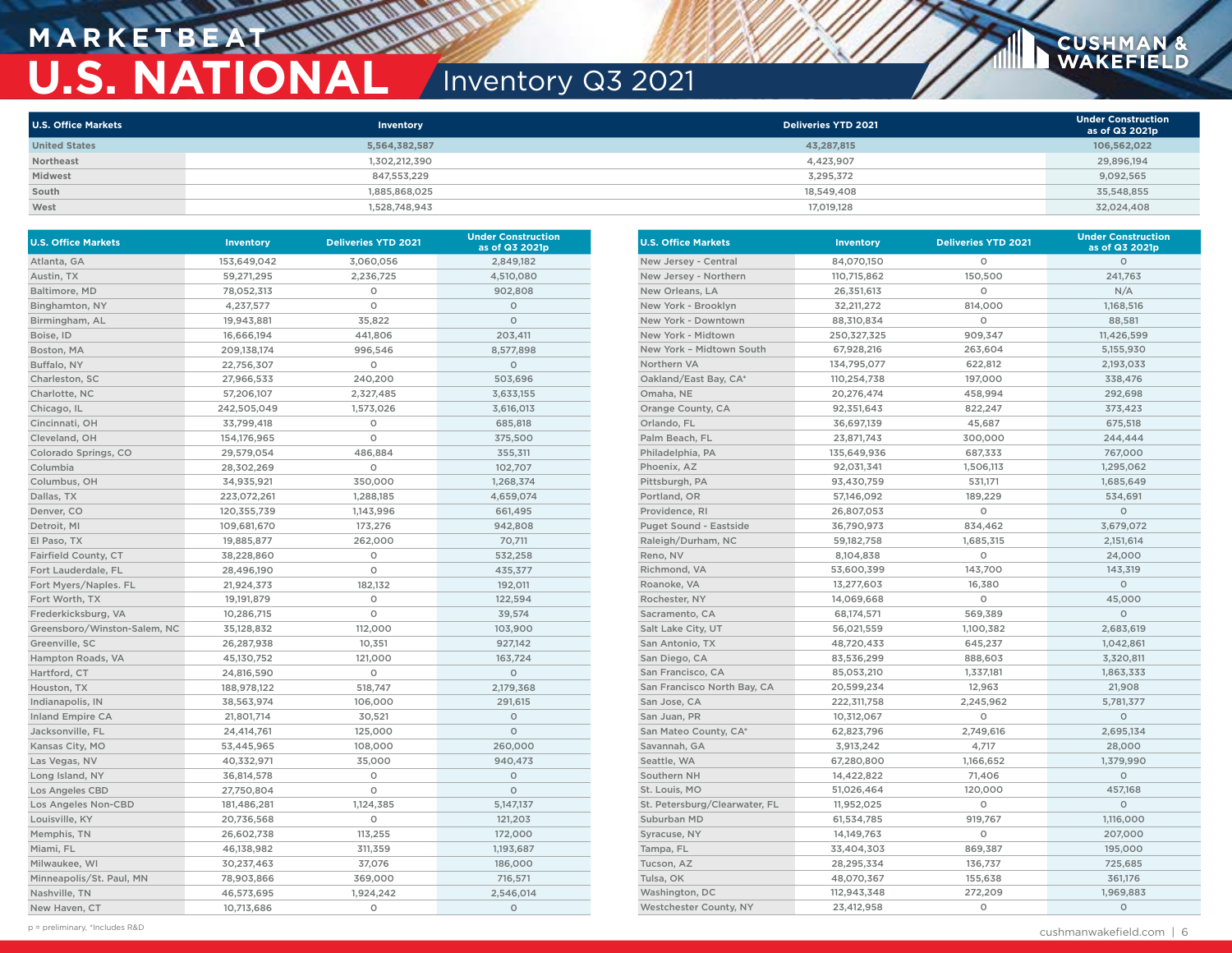# MARKETBEAT

# U.S. NATIONAL

## Inventory Q3 2021

| U.S. Office Markets | Inventory | Deliveries YTD 2021 | Under Construction as of Q3 2021p |
|---|---|---|---|
| United States | 5,564,382,587 | 43,287,815 | 106,562,022 |
| Northeast | 1,302,212,390 | 4,423,907 | 29,896,194 |
| Midwest | 847,553,229 | 3,295,372 | 9,092,565 |
| South | 1,885,868,025 | 18,549,408 | 35,548,855 |
| West | 1,528,748,943 | 17,019,128 | 32,024,408 |

| U.S. Office Markets | Inventory | Deliveries YTD 2021 | Under Construction as of Q3 2021p |
|---|---|---|---|
| Atlanta, GA | 153,649,042 | 3,060,056 | 2,849,182 |
| Austin, TX | 59,271,295 | 2,236,725 | 4,510,080 |
| Baltimore, MD | 78,052,313 | 0 | 902,808 |
| Binghamton, NY | 4,237,577 | 0 | 0 |
| Birmingham, AL | 19,943,881 | 35,822 | 0 |
| Boise, ID | 16,666,194 | 441,806 | 203,411 |
| Boston, MA | 209,138,174 | 996,546 | 8,577,898 |
| Buffalo, NY | 22,756,307 | 0 | 0 |
| Charleston, SC | 27,966,533 | 240,200 | 503,696 |
| Charlotte, NC | 57,206,107 | 2,327,485 | 3,633,155 |
| Chicago, IL | 242,505,049 | 1,573,026 | 3,616,013 |
| Cincinnati, OH | 33,799,418 | 0 | 685,818 |
| Cleveland, OH | 154,176,965 | 0 | 375,500 |
| Colorado Springs, CO | 29,579,054 | 486,884 | 355,311 |
| Columbia | 28,302,269 | 0 | 102,707 |
| Columbus, OH | 34,935,921 | 350,000 | 1,268,374 |
| Dallas, TX | 223,072,261 | 1,288,185 | 4,659,074 |
| Denver, CO | 120,355,739 | 1,143,996 | 661,495 |
| Detroit, MI | 109,681,670 | 173,276 | 942,808 |
| El Paso, TX | 19,885,877 | 262,000 | 70,711 |
| Fairfield County, CT | 38,228,860 | 0 | 532,258 |
| Fort Lauderdale, FL | 28,496,190 | 0 | 435,377 |
| Fort Myers/Naples. FL | 21,924,373 | 182,132 | 192,011 |
| Fort Worth, TX | 19,191,879 | 0 | 122,594 |
| Frederkicksburg, VA | 10,286,715 | 0 | 39,574 |
| Greensboro/Winston-Salem, NC | 35,128,832 | 112,000 | 103,900 |
| Greenville, SC | 26,287,938 | 10,351 | 927,142 |
| Hampton Roads, VA | 45,130,752 | 121,000 | 163,724 |
| Hartford, CT | 24,816,590 | 0 | 0 |
| Houston, TX | 188,978,122 | 518,747 | 2,179,368 |
| Indianapolis, IN | 38,563,974 | 106,000 | 291,615 |
| Inland Empire CA | 21,801,714 | 30,521 | 0 |
| Jacksonville, FL | 24,414,761 | 125,000 | 0 |
| Kansas City, MO | 53,445,965 | 108,000 | 260,000 |
| Las Vegas, NV | 40,332,971 | 35,000 | 940,473 |
| Long Island, NY | 36,814,578 | 0 | 0 |
| Los Angeles CBD | 27,750,804 | 0 | 0 |
| Los Angeles Non-CBD | 181,486,281 | 1,124,385 | 5,147,137 |
| Louisville, KY | 20,736,568 | 0 | 121,203 |
| Memphis, TN | 26,602,738 | 113,255 | 172,000 |
| Miami, FL | 46,138,982 | 311,359 | 1,193,687 |
| Milwaukee, WI | 30,237,463 | 37,076 | 186,000 |
| Minneapolis/St. Paul, MN | 78,903,866 | 369,000 | 716,571 |
| Nashville, TN | 46,573,695 | 1,924,242 | 2,546,014 |
| New Haven, CT | 10,713,686 | 0 | 0 |
| New Jersey - Central | 84,070,150 | 0 | 0 |
| New Jersey - Northern | 110,715,862 | 150,500 | 241,763 |
| New Orleans, LA | 26,351,613 | 0 | N/A |
| New York - Brooklyn | 32,211,272 | 814,000 | 1,168,516 |
| New York - Downtown | 88,310,834 | 0 | 88,581 |
| New York - Midtown | 250,327,325 | 909,347 | 11,426,599 |
| New York – Midtown South | 67,928,216 | 263,604 | 5,155,930 |
| Northern VA | 134,795,077 | 622,812 | 2,193,033 |
| Oakland/East Bay, CA* | 110,254,738 | 197,000 | 338,476 |
| Omaha, NE | 20,276,474 | 458,994 | 292,698 |
| Orange County, CA | 92,351,643 | 822,247 | 373,423 |
| Orlando, FL | 36,697,139 | 45,687 | 675,518 |
| Palm Beach, FL | 23,871,743 | 300,000 | 244,444 |
| Philadelphia, PA | 135,649,936 | 687,333 | 767,000 |
| Phoenix, AZ | 92,031,341 | 1,506,113 | 1,295,062 |
| Pittsburgh, PA | 93,430,759 | 531,171 | 1,685,649 |
| Portland, OR | 57,146,092 | 189,229 | 534,691 |
| Providence, RI | 26,807,053 | 0 | 0 |
| Puget Sound - Eastside | 36,790,973 | 834,462 | 3,679,072 |
| Raleigh/Durham, NC | 59,182,758 | 1,685,315 | 2,151,614 |
| Reno, NV | 8,104,838 | 0 | 24,000 |
| Richmond, VA | 53,600,399 | 143,700 | 143,319 |
| Roanoke, VA | 13,277,603 | 16,380 | 0 |
| Rochester, NY | 14,069,668 | 0 | 45,000 |
| Sacramento, CA | 68,174,571 | 569,389 | 0 |
| Salt Lake City, UT | 56,021,559 | 1,100,382 | 2,683,619 |
| San Antonio, TX | 48,720,433 | 645,237 | 1,042,861 |
| San Diego, CA | 83,536,299 | 888,603 | 3,320,811 |
| San Francisco, CA | 85,053,210 | 1,337,181 | 1,863,333 |
| San Francisco North Bay, CA | 20,599,234 | 12,963 | 21,908 |
| San Jose, CA | 222,311,758 | 2,245,962 | 5,781,377 |
| San Juan, PR | 10,312,067 | 0 | 0 |
| San Mateo County, CA* | 62,823,796 | 2,749,616 | 2,695,134 |
| Savannah, GA | 3,913,242 | 4,717 | 28,000 |
| Seattle, WA | 67,280,800 | 1,166,652 | 1,379,990 |
| Southern NH | 14,422,822 | 71,406 | 0 |
| St. Louis, MO | 51,026,464 | 120,000 | 457,168 |
| St. Petersburg/Clearwater, FL | 11,952,025 | 0 | 0 |
| Suburban MD | 61,534,785 | 919,767 | 1,116,000 |
| Syracuse, NY | 14,149,763 | 0 | 207,000 |
| Tampa, FL | 33,404,303 | 869,387 | 195,000 |
| Tucson, AZ | 28,295,334 | 136,737 | 725,685 |
| Tulsa, OK | 48,070,367 | 155,638 | 361,176 |
| Washington, DC | 112,943,348 | 272,209 | 1,969,883 |
| Westchester County, NY | 23,412,958 | 0 | 0 |

p = preliminary, *Includes R&D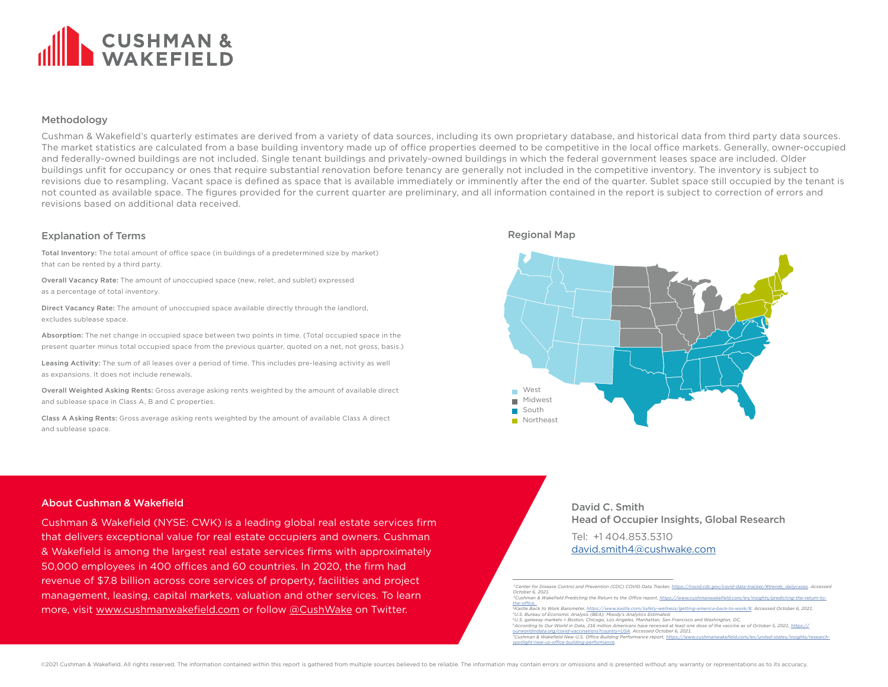# CUSHMAN & WAKEFIELD

## Methodology

Cushman & Wakefield's quarterly estimates are derived from a variety of data sources, including its own proprietary database, and historical data from third party data sources. The market statistics are calculated from a base building inventory made up of office properties deemed to be competitive in the local office markets. Generally, owner-occupied and federally-owned buildings are not included. Single tenant buildings and privately-owned buildings in which the federal government leases space are included. Older buildings unfit for occupancy or ones that require substantial renovation before tenancy are generally not included in the competitive inventory. The inventory is subject to revisions due to resampling. Vacant space is defined as space that is available immediately or imminently after the end of the quarter. Sublet space still occupied by the tenant is not counted as available space. The figures provided for the current quarter are preliminary, and all information contained in the report is subject to correction of errors and revisions based on additional data received.

## Explanation of Terms

**Total Inventory:** The total amount of office space (in buildings of a predetermined size by market) that can be rented by a third party.

**Overall Vacancy Rate:** The amount of unoccupied space (new, relet, and sublet) expressed as a percentage of total inventory.

**Direct Vacancy Rate:** The amount of unoccupied space available directly through the landlord, excludes sublease space.

**Absorption:** The net change in occupied space between two points in time. (Total occupied space in the present quarter minus total occupied space from the previous quarter, quoted on a net, not gross, basis.)

**Leasing Activity:** The sum of all leases over a period of time. This includes pre-leasing activity as well as expansions. It does not include renewals.

**Overall Weighted Asking Rents:** Gross average asking rents weighted by the amount of available direct and sublease space in Class A, B and C properties.

**Class A Asking Rents:** Gross average asking rents weighted by the amount of available Class A direct and sublease space.

## Regional Map

West
Midwest
South
Northeast

## About Cushman & Wakefield

Cushman & Wakefield (NYSE: CWK) is a leading global real estate services firm that delivers exceptional value for real estate occupiers and owners. Cushman & Wakefield is among the largest real estate services firms with approximately 50,000 employees in 400 offices and 60 countries. In 2020, the firm had revenue of $7.8 billion across core services of property, facilities and project management, leasing, capital markets, valuation and other services. To learn more, visit www.cushmanwakefield.com or follow @CushWake on Twitter.

**David C. Smith**
**Head of Occupier Insights, Global Research**
Tel: +1 404.853.5310
david.smith4@cushwake.com

[1]Center for Disease Control and Prevention (CDC) COVID Data Tracker, https://covid.cdc.gov/covid-data-tracker/#trends_dailycases. Accessed October 6, 2021.
[2]Cushman & Wakefield Predicting the Return to the Office report, https://www.cushmanwakefield.com/en/insights/predicting-the-return-to-the-office.
[3]Kastle Back to Work Barometer, https://www.kastle.com/safety-wellness/getting-america-back-to-work/#. Accessed October 6, 2021.
[4]U.S. Bureau of Economic Analysis (BEA); Moody's Analytics Estimated.
[5]U.S. gateway markets = Boston, Chicago, Los Angeles, Manhattan, San Francisco and Washington, DC.
[6]According to Our World in Data, 216 million Americans have received at least one dose of the vaccine as of October 5, 2021, https://ourworldindata.org/covid-vaccinations?country=USA. Accessed October 6, 2021.
[7]Cushman & Wakefield New U.S. Office Building Performance report, https://www.cushmanwakefield.com/en/united-states/insights/research-spotlight-new-us-office-building-performance.

©2021 Cushman & Wakefield. All rights reserved. The information contained within this report is gathered from multiple sources believed to be reliable. The information may contain errors or omissions and is presented without any warranty or representations as to its accuracy.